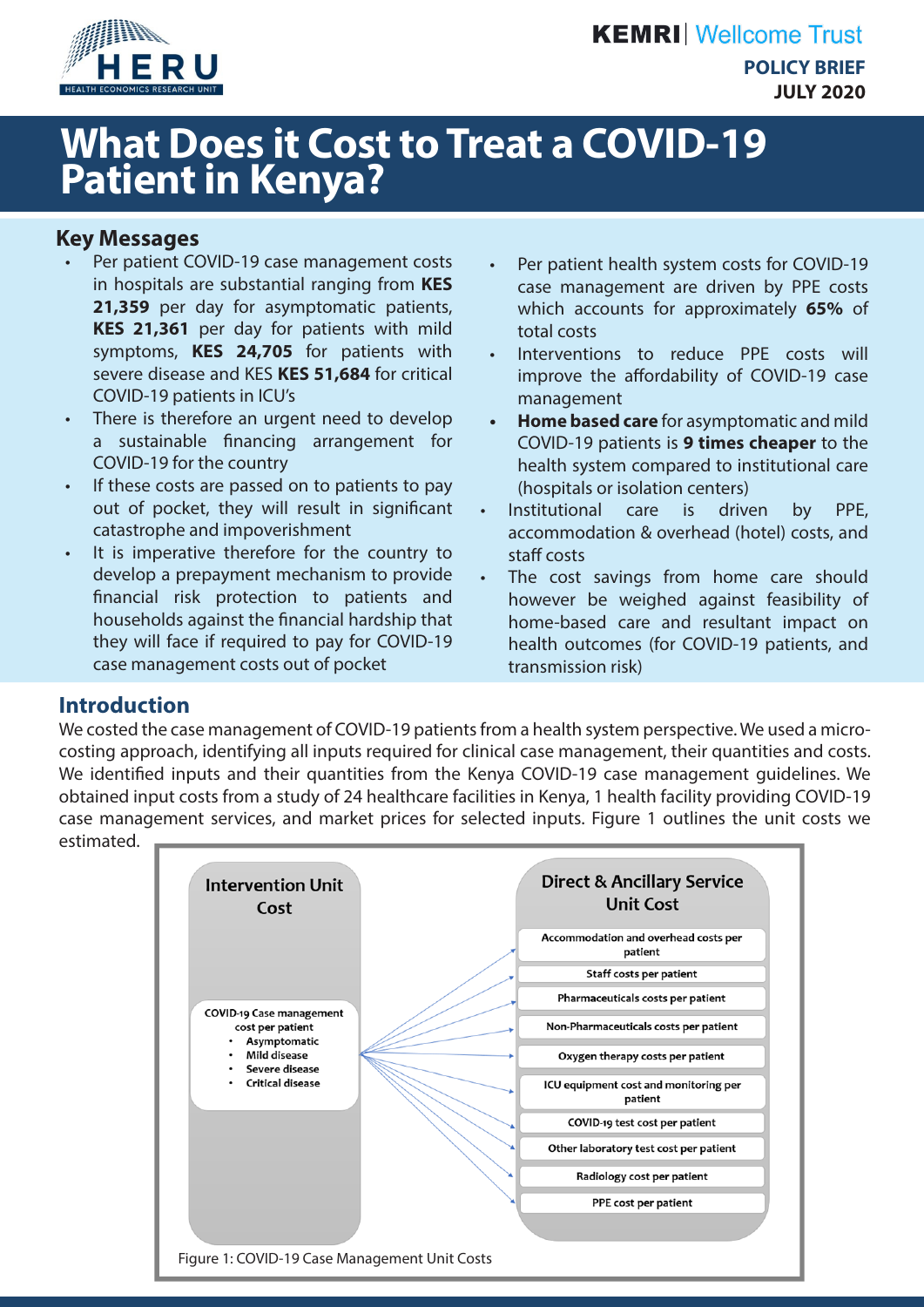KEMRI | Wellcome Trust

**POLICY BRIEF**
**JULY 2020**

# What Does it Cost to Treat a COVID-19 Patient in Kenya?

## Key Messages

- Per patient COVID-19 case management costs in hospitals are substantial ranging from **KES 21,359** per day for asymptomatic patients, **KES 21,361** per day for patients with mild symptoms, **KES 24,705** for patients with severe disease and KES **KES 51,684** for critical COVID-19 patients in ICU's
- There is therefore an urgent need to develop a sustainable financing arrangement for COVID-19 for the country
- If these costs are passed on to patients to pay out of pocket, they will result in significant catastrophe and impoverishment
- It is imperative therefore for the country to develop a prepayment mechanism to provide financial risk protection to patients and households against the financial hardship that they will face if required to pay for COVID-19 case management costs out of pocket
- Per patient health system costs for COVID-19 case management are driven by PPE costs which accounts for approximately **65%** of total costs
- Interventions to reduce PPE costs will improve the affordability of COVID-19 case management
- **Home based care** for asymptomatic and mild COVID-19 patients is **9 times cheaper** to the health system compared to institutional care (hospitals or isolation centers)
- Institutional care is driven by PPE, accommodation & overhead (hotel) costs, and staff costs
- The cost savings from home care should however be weighed against feasibility of home-based care and resultant impact on health outcomes (for COVID-19 patients, and transmission risk)

## Introduction

We costed the case management of COVID-19 patients from a health system perspective. We used a micro-costing approach, identifying all inputs required for clinical case management, their quantities and costs. We identified inputs and their quantities from the Kenya COVID-19 case management guidelines. We obtained input costs from a study of 24 healthcare facilities in Kenya, 1 health facility providing COVID-19 case management services, and market prices for selected inputs. Figure 1 outlines the unit costs we estimated.

**Intervention Unit Cost**

COVID-19 Case management cost per patient
- Asymptomatic
- Mild disease
- Severe disease
- Critical disease

**Direct & Ancillary Service Unit Cost**

- Accommodation and overhead costs per patient
- Staff costs per patient
- Pharmaceuticals costs per patient
- Non-Pharmaceuticals costs per patient
- Oxygen therapy costs per patient
- ICU equipment cost and monitoring per patient
- COVID-19 test cost per patient
- Other laboratory test cost per patient
- Radiology cost per patient
- PPE cost per patient

Figure 1: COVID-19 Case Management Unit Costs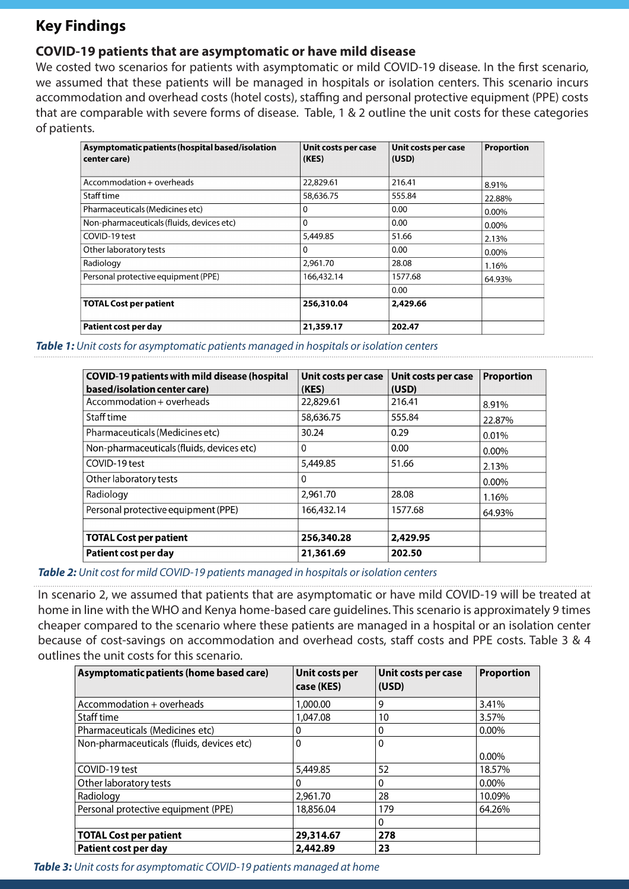## Key Findings

### COVID-19 patients that are asymptomatic or have mild disease

We costed two scenarios for patients with asymptomatic or mild COVID-19 disease. In the first scenario, we assumed that these patients will be managed in hospitals or isolation centers. This scenario incurs accommodation and overhead costs (hotel costs), staffing and personal protective equipment (PPE) costs that are comparable with severe forms of disease. Table, 1 & 2 outline the unit costs for these categories of patients.

| Asymptomatic patients (hospital based/isolation center care) | Unit costs per case (KES) | Unit costs per case (USD) | Proportion |
|---|---|---|---|
| Accommodation + overheads | 22,829.61 | 216.41 | 8.91% |
| Staff time | 58,636.75 | 555.84 | 22.88% |
| Pharmaceuticals (Medicines etc) | 0 | 0.00 | 0.00% |
| Non-pharmaceuticals (fluids, devices etc) | 0 | 0.00 | 0.00% |
| COVID-19 test | 5,449.85 | 51.66 | 2.13% |
| Other laboratory tests | 0 | 0.00 | 0.00% |
| Radiology | 2,961.70 | 28.08 | 1.16% |
| Personal protective equipment (PPE) | 166,432.14 | 1577.68 | 64.93% |
| | | 0.00 | |
| **TOTAL Cost per patient** | **256,310.04** | **2,429.66** | |
| **Patient cost per day** | **21,359.17** | **202.47** | |

***Table 1:*** *Unit costs for asymptomatic patients managed in hospitals or isolation centers*

| COVID-19 patients with mild disease (hospital based/isolation center care) | Unit costs per case (KES) | Unit costs per case (USD) | Proportion |
|---|---|---|---|
| Accommodation + overheads | 22,829.61 | 216.41 | 8.91% |
| Staff time | 58,636.75 | 555.84 | 22.87% |
| Pharmaceuticals (Medicines etc) | 30.24 | 0.29 | 0.01% |
| Non-pharmaceuticals (fluids, devices etc) | 0 | 0.00 | 0.00% |
| COVID-19 test | 5,449.85 | 51.66 | 2.13% |
| Other laboratory tests | 0 | | 0.00% |
| Radiology | 2,961.70 | 28.08 | 1.16% |
| Personal protective equipment (PPE) | 166,432.14 | 1577.68 | 64.93% |
| | | | |
| **TOTAL Cost per patient** | **256,340.28** | **2,429.95** | |
| **Patient cost per day** | **21,361.69** | **202.50** | |

***Table 2:*** *Unit cost for mild COVID-19 patients managed in hospitals or isolation centers*

In scenario 2, we assumed that patients that are asymptomatic or have mild COVID-19 will be treated at home in line with the WHO and Kenya home-based care guidelines. This scenario is approximately 9 times cheaper compared to the scenario where these patients are managed in a hospital or an isolation center because of cost-savings on accommodation and overhead costs, staff costs and PPE costs. Table 3 & 4 outlines the unit costs for this scenario.

| Asymptomatic patients (home based care) | Unit costs per case (KES) | Unit costs per case (USD) | Proportion |
|---|---|---|---|
| Accommodation + overheads | 1,000.00 | 9 | 3.41% |
| Staff time | 1,047.08 | 10 | 3.57% |
| Pharmaceuticals (Medicines etc) | 0 | 0 | 0.00% |
| Non-pharmaceuticals (fluids, devices etc) | 0 | 0 | 0.00% |
| COVID-19 test | 5,449.85 | 52 | 18.57% |
| Other laboratory tests | 0 | 0 | 0.00% |
| Radiology | 2,961.70 | 28 | 10.09% |
| Personal protective equipment (PPE) | 18,856.04 | 179 | 64.26% |
| | | 0 | |
| **TOTAL Cost per patient** | **29,314.67** | **278** | |
| **Patient cost per day** | **2,442.89** | **23** | |

***Table 3:*** *Unit costs for asymptomatic COVID-19 patients managed at home*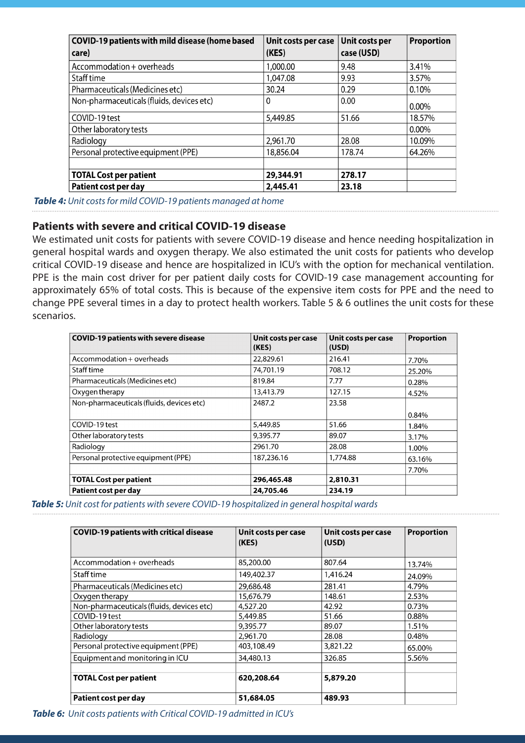| COVID-19 patients with mild disease (home based care) | Unit costs per case (KES) | Unit costs per case (USD) | Proportion |
|---|---|---|---|
| Accommodation + overheads | 1,000.00 | 9.48 | 3.41% |
| Staff time | 1,047.08 | 9.93 | 3.57% |
| Pharmaceuticals (Medicines etc) | 30.24 | 0.29 | 0.10% |
| Non-pharmaceuticals (fluids, devices etc) | 0 | 0.00 | 0.00% |
| COVID-19 test | 5,449.85 | 51.66 | 18.57% |
| Other laboratory tests | | | 0.00% |
| Radiology | 2,961.70 | 28.08 | 10.09% |
| Personal protective equipment (PPE) | 18,856.04 | 178.74 | 64.26% |
| | | | |
| **TOTAL Cost per patient** | **29,344.91** | **278.17** | |
| **Patient cost per day** | **2,445.41** | **23.18** | |

***Table 4:*** *Unit costs for mild COVID-19 patients managed at home*

## Patients with severe and critical COVID-19 disease

We estimated unit costs for patients with severe COVID-19 disease and hence needing hospitalization in general hospital wards and oxygen therapy. We also estimated the unit costs for patients who develop critical COVID-19 disease and hence are hospitalized in ICU's with the option for mechanical ventilation. PPE is the main cost driver for per patient daily costs for COVID-19 case management accounting for approximately 65% of total costs. This is because of the expensive item costs for PPE and the need to change PPE several times in a day to protect health workers. Table 5 & 6 outlines the unit costs for these scenarios.

| COVID-19 patients with severe disease | Unit costs per case (KES) | Unit costs per case (USD) | Proportion |
|---|---|---|---|
| Accommodation + overheads | 22,829.61 | 216.41 | 7.70% |
| Staff time | 74,701.19 | 708.12 | 25.20% |
| Pharmaceuticals (Medicines etc) | 819.84 | 7.77 | 0.28% |
| Oxygen therapy | 13,413.79 | 127.15 | 4.52% |
| Non-pharmaceuticals (fluids, devices etc) | 2487.2 | 23.58 | 0.84% |
| COVID-19 test | 5,449.85 | 51.66 | 1.84% |
| Other laboratory tests | 9,395.77 | 89.07 | 3.17% |
| Radiology | 2961.70 | 28.08 | 1.00% |
| Personal protective equipment (PPE) | 187,236.16 | 1,774.88 | 63.16% |
| | | | 7.70% |
| **TOTAL Cost per patient** | **296,465.48** | **2,810.31** | |
| **Patient cost per day** | **24,705.46** | **234.19** | |

***Table 5:*** *Unit cost for patients with severe COVID-19 hospitalized in general hospital wards*

| COVID-19 patients with critical disease | Unit costs per case (KES) | Unit costs per case (USD) | Proportion |
|---|---|---|---|
| Accommodation + overheads | 85,200.00 | 807.64 | 13.74% |
| Staff time | 149,402.37 | 1,416.24 | 24.09% |
| Pharmaceuticals (Medicines etc) | 29,686.48 | 281.41 | 4.79% |
| Oxygen therapy | 15,676.79 | 148.61 | 2.53% |
| Non-pharmaceuticals (fluids, devices etc) | 4,527.20 | 42.92 | 0.73% |
| COVID-19 test | 5,449.85 | 51.66 | 0.88% |
| Other laboratory tests | 9,395.77 | 89.07 | 1.51% |
| Radiology | 2,961.70 | 28.08 | 0.48% |
| Personal protective equipment (PPE) | 403,108.49 | 3,821.22 | 65.00% |
| Equipment and monitoring in ICU | 34,480.13 | 326.85 | 5.56% |
| | | | |
| **TOTAL Cost per patient** | **620,208.64** | **5,879.20** | |
| **Patient cost per day** | **51,684.05** | **489.93** | |

***Table 6:*** *Unit costs patients with Critical COVID-19 admitted in ICU's*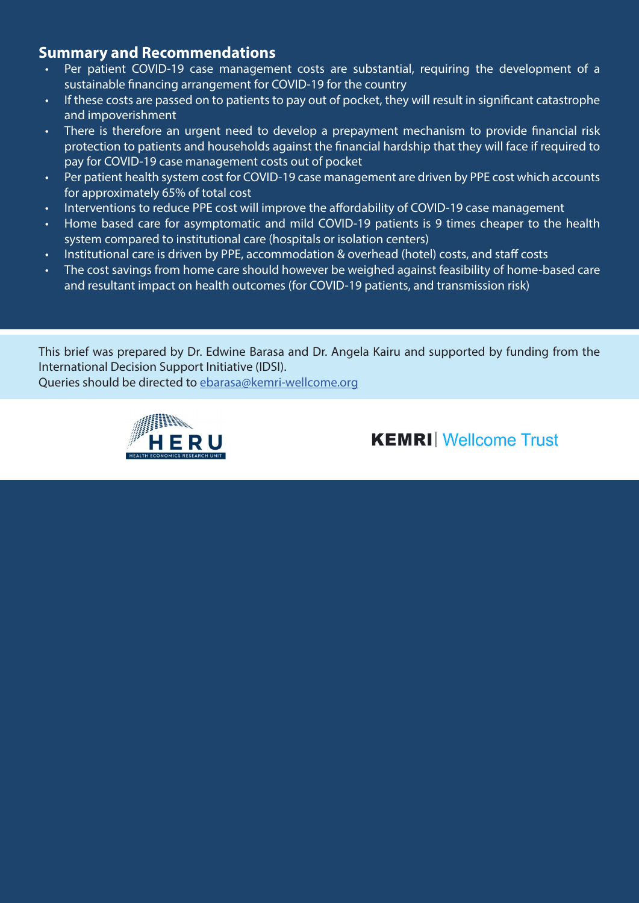## Summary and Recommendations

- Per patient COVID-19 case management costs are substantial, requiring the development of a sustainable financing arrangement for COVID-19 for the country
- If these costs are passed on to patients to pay out of pocket, they will result in significant catastrophe and impoverishment
- There is therefore an urgent need to develop a prepayment mechanism to provide financial risk protection to patients and households against the financial hardship that they will face if required to pay for COVID-19 case management costs out of pocket
- Per patient health system cost for COVID-19 case management are driven by PPE cost which accounts for approximately 65% of total cost
- Interventions to reduce PPE cost will improve the affordability of COVID-19 case management
- Home based care for asymptomatic and mild COVID-19 patients is 9 times cheaper to the health system compared to institutional care (hospitals or isolation centers)
- Institutional care is driven by PPE, accommodation & overhead (hotel) costs, and staff costs
- The cost savings from home care should however be weighed against feasibility of home-based care and resultant impact on health outcomes (for COVID-19 patients, and transmission risk)

This brief was prepared by Dr. Edwine Barasa and Dr. Angela Kairu and supported by funding from the International Decision Support Initiative (IDSI).
Queries should be directed to ebarasa@kemri-wellcome.org

HERU
HEALTH ECONOMICS RESEARCH UNIT

KEMRI | Wellcome Trust